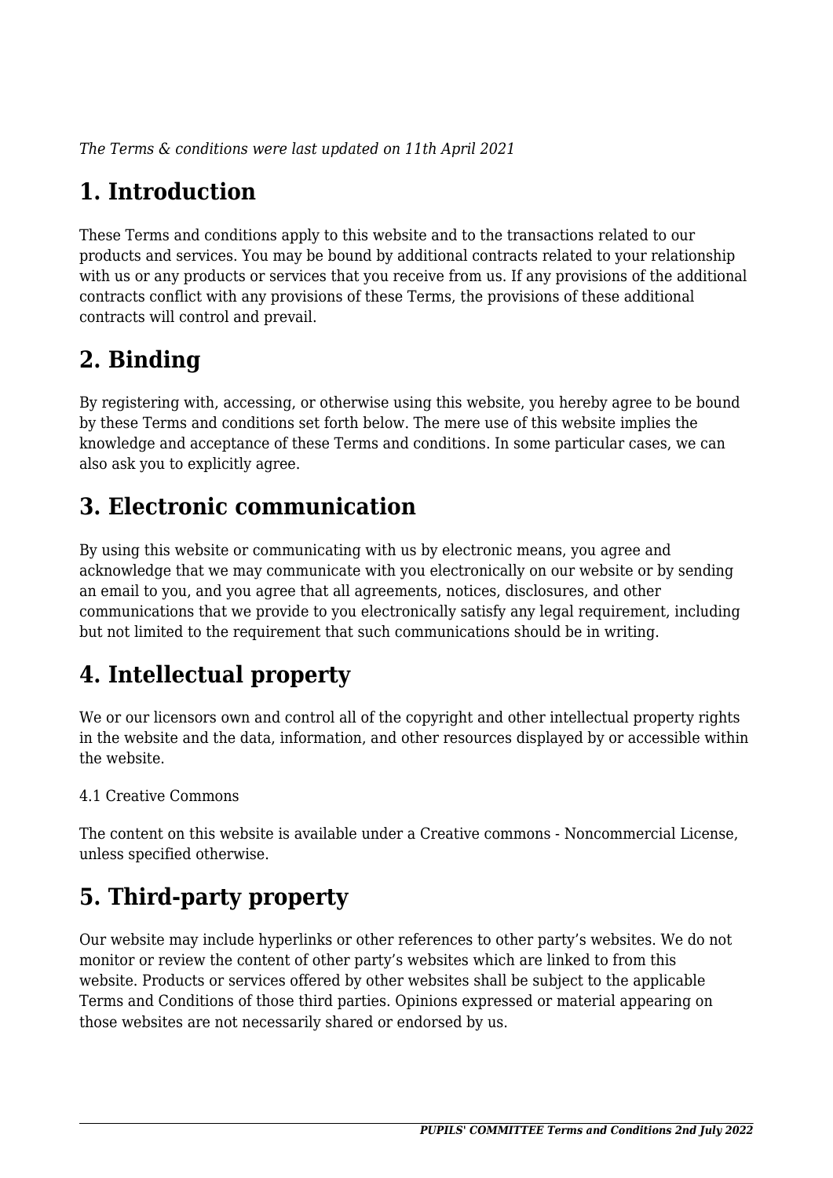*The Terms & conditions were last updated on 11th April 2021*

# 1. Introduction

These Terms and conditions apply to this website and to the transactions related to our products and services. You may be bound by additional contracts related to your relationship with us or any products or services that you receive from us. If any provisions of the additional contracts conflict with any provisions of these Terms, the provisions of these additional contracts will control and prevail.

# 2. Binding

By registering with, accessing, or otherwise using this website, you hereby agree to be bound by these Terms and conditions set forth below. The mere use of this website implies the knowledge and acceptance of these Terms and conditions. In some particular cases, we can also ask you to explicitly agree.

# 3. Electronic communication

By using this website or communicating with us by electronic means, you agree and acknowledge that we may communicate with you electronically on our website or by sending an email to you, and you agree that all agreements, notices, disclosures, and other communications that we provide to you electronically satisfy any legal requirement, including but not limited to the requirement that such communications should be in writing.

# 4. Intellectual property

We or our licensors own and control all of the copyright and other intellectual property rights in the website and the data, information, and other resources displayed by or accessible within the website.

4.1 Creative Commons

The content on this website is available under a Creative commons - Noncommercial License, unless specified otherwise.

# 5. Third-party property

Our website may include hyperlinks or other references to other party's websites. We do not monitor or review the content of other party's websites which are linked to from this website. Products or services offered by other websites shall be subject to the applicable Terms and Conditions of those third parties. Opinions expressed or material appearing on those websites are not necessarily shared or endorsed by us.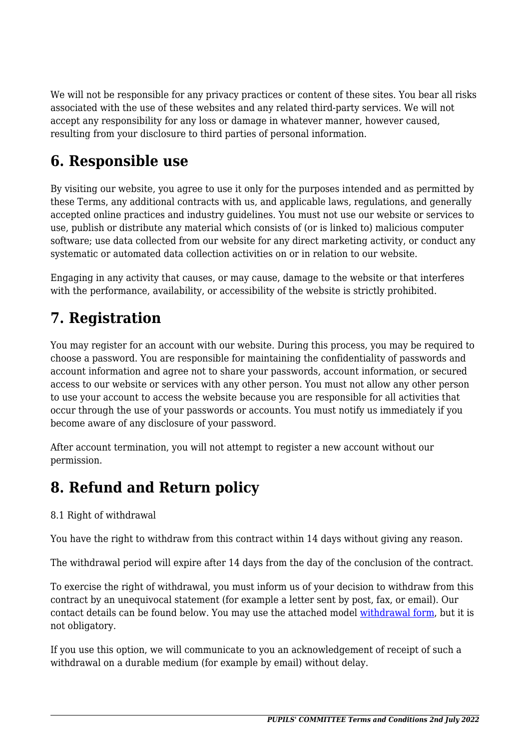We will not be responsible for any privacy practices or content of these sites. You bear all risks associated with the use of these websites and any related third-party services. We will not accept any responsibility for any loss or damage in whatever manner, however caused, resulting from your disclosure to third parties of personal information.

## 6. Responsible use

By visiting our website, you agree to use it only for the purposes intended and as permitted by these Terms, any additional contracts with us, and applicable laws, regulations, and generally accepted online practices and industry guidelines. You must not use our website or services to use, publish or distribute any material which consists of (or is linked to) malicious computer software; use data collected from our website for any direct marketing activity, or conduct any systematic or automated data collection activities on or in relation to our website.

Engaging in any activity that causes, or may cause, damage to the website or that interferes with the performance, availability, or accessibility of the website is strictly prohibited.

## 7. Registration

You may register for an account with our website. During this process, you may be required to choose a password. You are responsible for maintaining the confidentiality of passwords and account information and agree not to share your passwords, account information, or secured access to our website or services with any other person. You must not allow any other person to use your account to access the website because you are responsible for all activities that occur through the use of your passwords or accounts. You must notify us immediately if you become aware of any disclosure of your password.

After account termination, you will not attempt to register a new account without our permission.

## 8. Refund and Return policy

8.1 Right of withdrawal

You have the right to withdraw from this contract within 14 days without giving any reason.

The withdrawal period will expire after 14 days from the day of the conclusion of the contract.

To exercise the right of withdrawal, you must inform us of your decision to withdraw from this contract by an unequivocal statement (for example a letter sent by post, fax, or email). Our contact details can be found below. You may use the attached model withdrawal form, but it is not obligatory.

If you use this option, we will communicate to you an acknowledgement of receipt of such a withdrawal on a durable medium (for example by email) without delay.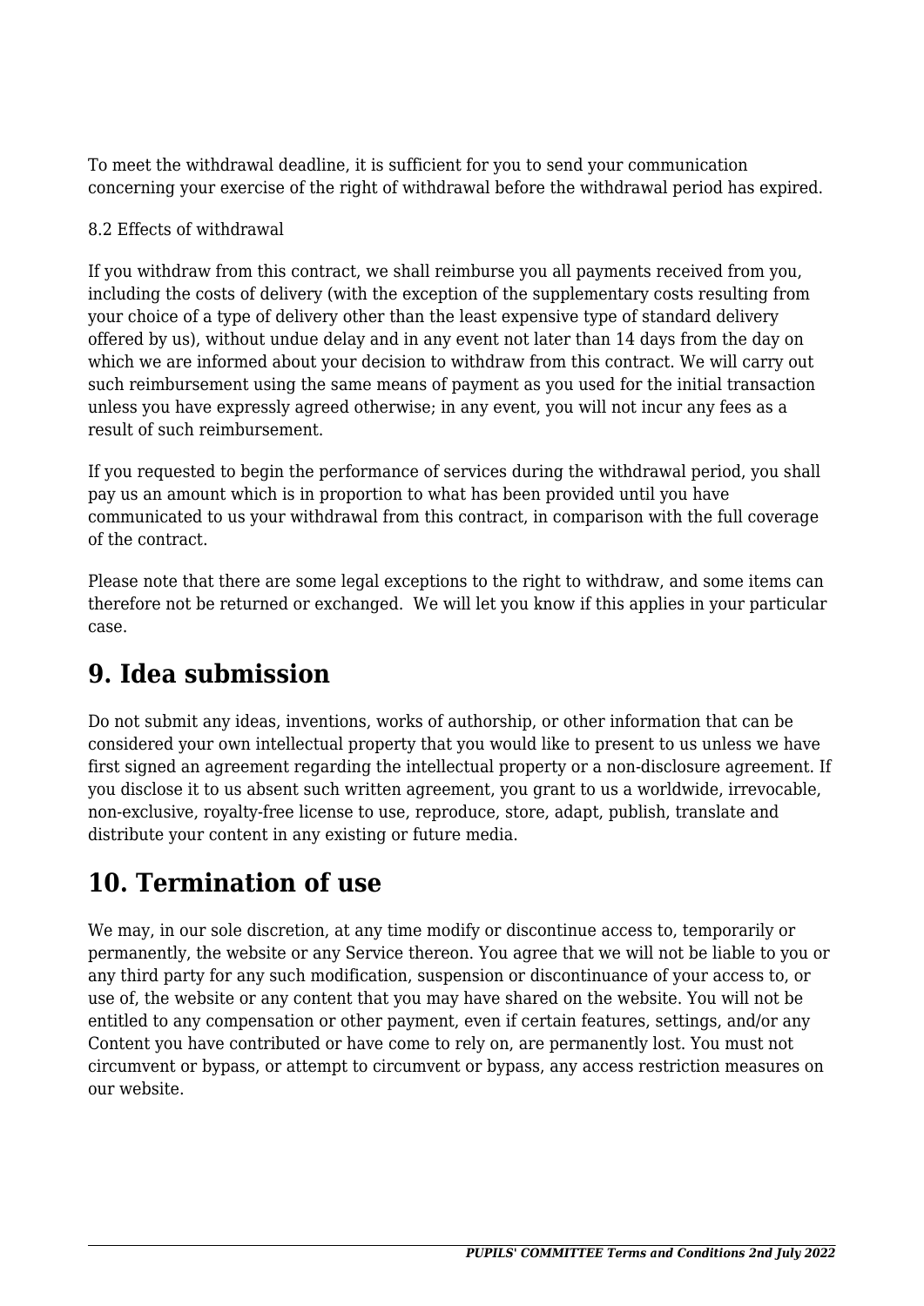To meet the withdrawal deadline, it is sufficient for you to send your communication concerning your exercise of the right of withdrawal before the withdrawal period has expired.

8.2 Effects of withdrawal

If you withdraw from this contract, we shall reimburse you all payments received from you, including the costs of delivery (with the exception of the supplementary costs resulting from your choice of a type of delivery other than the least expensive type of standard delivery offered by us), without undue delay and in any event not later than 14 days from the day on which we are informed about your decision to withdraw from this contract. We will carry out such reimbursement using the same means of payment as you used for the initial transaction unless you have expressly agreed otherwise; in any event, you will not incur any fees as a result of such reimbursement.

If you requested to begin the performance of services during the withdrawal period, you shall pay us an amount which is in proportion to what has been provided until you have communicated to us your withdrawal from this contract, in comparison with the full coverage of the contract.

Please note that there are some legal exceptions to the right to withdraw, and some items can therefore not be returned or exchanged.  We will let you know if this applies in your particular case.

## 9. Idea submission

Do not submit any ideas, inventions, works of authorship, or other information that can be considered your own intellectual property that you would like to present to us unless we have first signed an agreement regarding the intellectual property or a non-disclosure agreement. If you disclose it to us absent such written agreement, you grant to us a worldwide, irrevocable, non-exclusive, royalty-free license to use, reproduce, store, adapt, publish, translate and distribute your content in any existing or future media.

## 10. Termination of use

We may, in our sole discretion, at any time modify or discontinue access to, temporarily or permanently, the website or any Service thereon. You agree that we will not be liable to you or any third party for any such modification, suspension or discontinuance of your access to, or use of, the website or any content that you may have shared on the website. You will not be entitled to any compensation or other payment, even if certain features, settings, and/or any Content you have contributed or have come to rely on, are permanently lost. You must not circumvent or bypass, or attempt to circumvent or bypass, any access restriction measures on our website.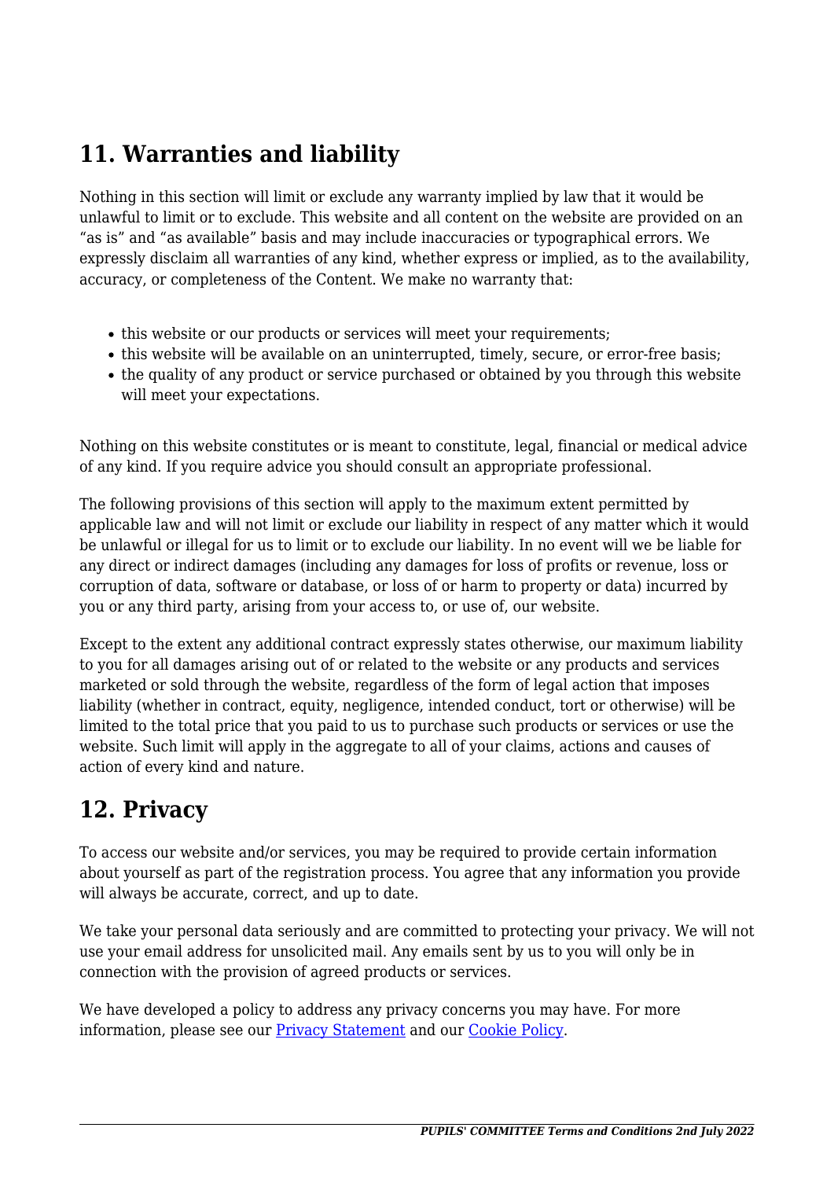## 11. Warranties and liability

Nothing in this section will limit or exclude any warranty implied by law that it would be unlawful to limit or to exclude. This website and all content on the website are provided on an "as is" and "as available" basis and may include inaccuracies or typographical errors. We expressly disclaim all warranties of any kind, whether express or implied, as to the availability, accuracy, or completeness of the Content. We make no warranty that:

- this website or our products or services will meet your requirements;
- this website will be available on an uninterrupted, timely, secure, or error-free basis;
- the quality of any product or service purchased or obtained by you through this website will meet your expectations.

Nothing on this website constitutes or is meant to constitute, legal, financial or medical advice of any kind. If you require advice you should consult an appropriate professional.

The following provisions of this section will apply to the maximum extent permitted by applicable law and will not limit or exclude our liability in respect of any matter which it would be unlawful or illegal for us to limit or to exclude our liability. In no event will we be liable for any direct or indirect damages (including any damages for loss of profits or revenue, loss or corruption of data, software or database, or loss of or harm to property or data) incurred by you or any third party, arising from your access to, or use of, our website.

Except to the extent any additional contract expressly states otherwise, our maximum liability to you for all damages arising out of or related to the website or any products and services marketed or sold through the website, regardless of the form of legal action that imposes liability (whether in contract, equity, negligence, intended conduct, tort or otherwise) will be limited to the total price that you paid to us to purchase such products or services or use the website. Such limit will apply in the aggregate to all of your claims, actions and causes of action of every kind and nature.

## 12. Privacy

To access our website and/or services, you may be required to provide certain information about yourself as part of the registration process. You agree that any information you provide will always be accurate, correct, and up to date.

We take your personal data seriously and are committed to protecting your privacy. We will not use your email address for unsolicited mail. Any emails sent by us to you will only be in connection with the provision of agreed products or services.

We have developed a policy to address any privacy concerns you may have. For more information, please see our Privacy Statement and our Cookie Policy.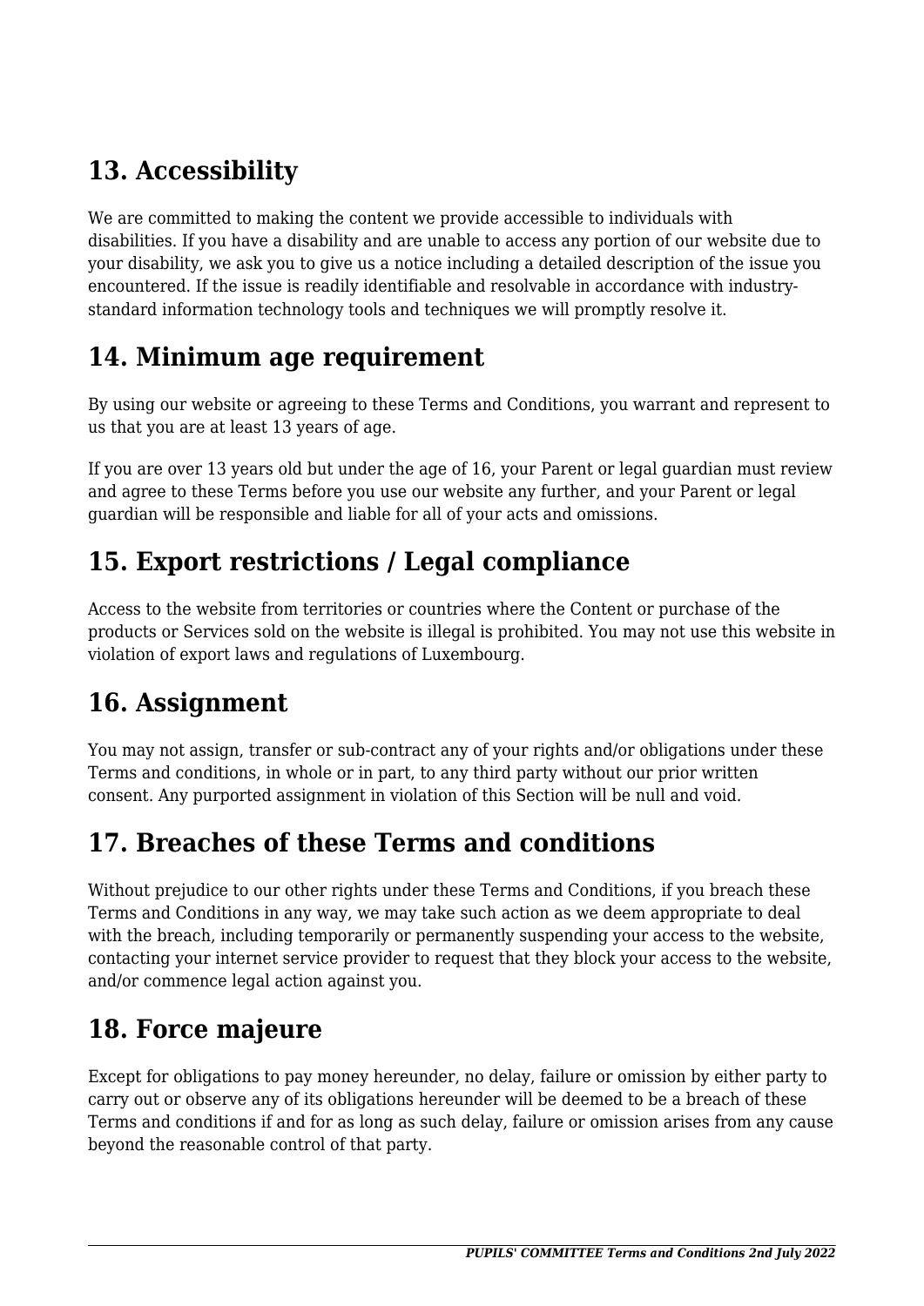## 13. Accessibility

We are committed to making the content we provide accessible to individuals with disabilities. If you have a disability and are unable to access any portion of our website due to your disability, we ask you to give us a notice including a detailed description of the issue you encountered. If the issue is readily identifiable and resolvable in accordance with industry-standard information technology tools and techniques we will promptly resolve it.

## 14. Minimum age requirement

By using our website or agreeing to these Terms and Conditions, you warrant and represent to us that you are at least 13 years of age.

If you are over 13 years old but under the age of 16, your Parent or legal guardian must review and agree to these Terms before you use our website any further, and your Parent or legal guardian will be responsible and liable for all of your acts and omissions.

## 15. Export restrictions / Legal compliance

Access to the website from territories or countries where the Content or purchase of the products or Services sold on the website is illegal is prohibited. You may not use this website in violation of export laws and regulations of Luxembourg.

## 16. Assignment

You may not assign, transfer or sub-contract any of your rights and/or obligations under these Terms and conditions, in whole or in part, to any third party without our prior written consent. Any purported assignment in violation of this Section will be null and void.

## 17. Breaches of these Terms and conditions

Without prejudice to our other rights under these Terms and Conditions, if you breach these Terms and Conditions in any way, we may take such action as we deem appropriate to deal with the breach, including temporarily or permanently suspending your access to the website, contacting your internet service provider to request that they block your access to the website, and/or commence legal action against you.

## 18. Force majeure

Except for obligations to pay money hereunder, no delay, failure or omission by either party to carry out or observe any of its obligations hereunder will be deemed to be a breach of these Terms and conditions if and for as long as such delay, failure or omission arises from any cause beyond the reasonable control of that party.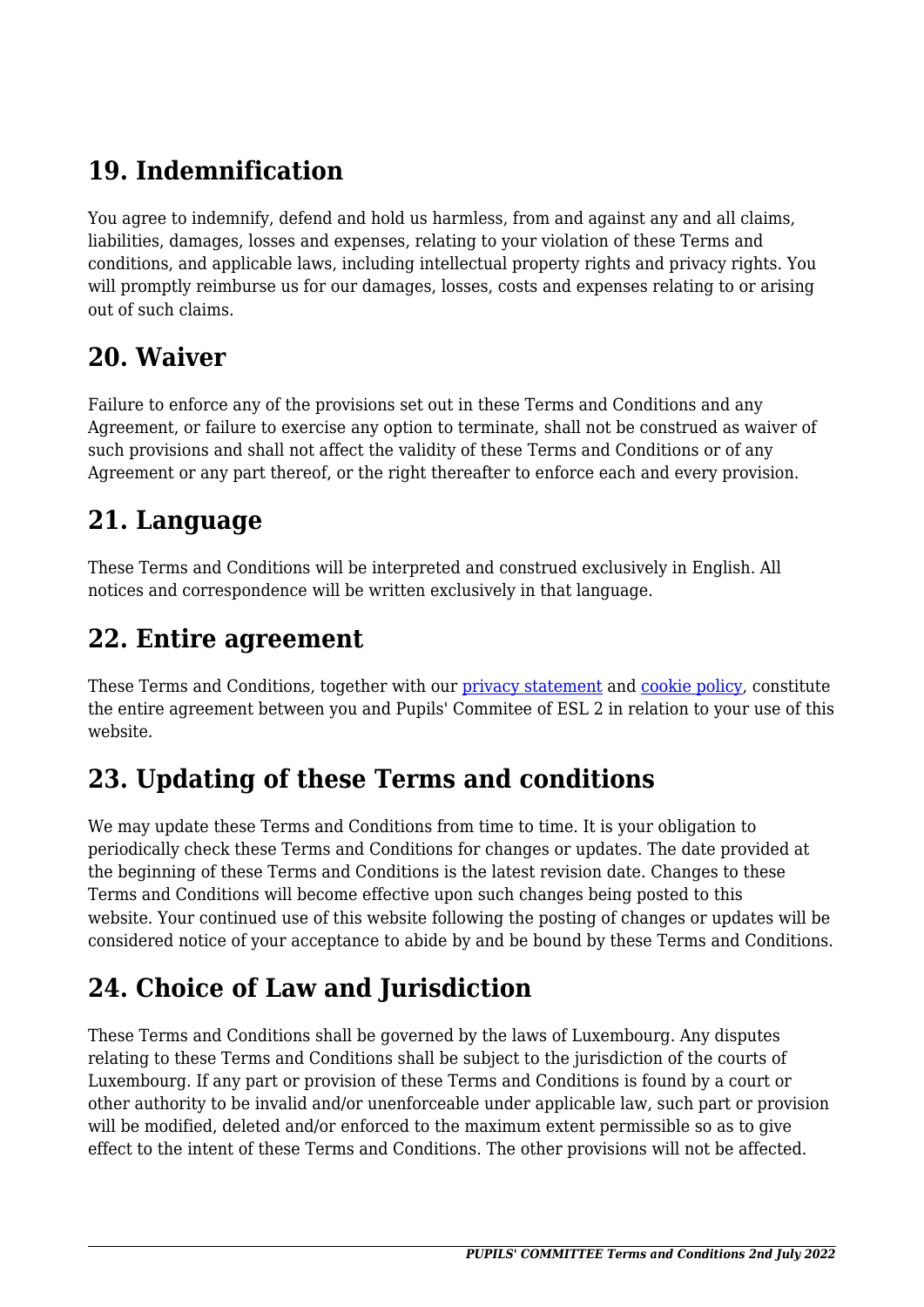## 19. Indemnification

You agree to indemnify, defend and hold us harmless, from and against any and all claims, liabilities, damages, losses and expenses, relating to your violation of these Terms and conditions, and applicable laws, including intellectual property rights and privacy rights. You will promptly reimburse us for our damages, losses, costs and expenses relating to or arising out of such claims.

## 20. Waiver

Failure to enforce any of the provisions set out in these Terms and Conditions and any Agreement, or failure to exercise any option to terminate, shall not be construed as waiver of such provisions and shall not affect the validity of these Terms and Conditions or of any Agreement or any part thereof, or the right thereafter to enforce each and every provision.

## 21. Language

These Terms and Conditions will be interpreted and construed exclusively in English. All notices and correspondence will be written exclusively in that language.

## 22. Entire agreement

These Terms and Conditions, together with our privacy statement and cookie policy, constitute the entire agreement between you and Pupils' Commitee of ESL 2 in relation to your use of this website.

## 23. Updating of these Terms and conditions

We may update these Terms and Conditions from time to time. It is your obligation to periodically check these Terms and Conditions for changes or updates. The date provided at the beginning of these Terms and Conditions is the latest revision date. Changes to these Terms and Conditions will become effective upon such changes being posted to this website. Your continued use of this website following the posting of changes or updates will be considered notice of your acceptance to abide by and be bound by these Terms and Conditions.

## 24. Choice of Law and Jurisdiction

These Terms and Conditions shall be governed by the laws of Luxembourg. Any disputes relating to these Terms and Conditions shall be subject to the jurisdiction of the courts of Luxembourg. If any part or provision of these Terms and Conditions is found by a court or other authority to be invalid and/or unenforceable under applicable law, such part or provision will be modified, deleted and/or enforced to the maximum extent permissible so as to give effect to the intent of these Terms and Conditions. The other provisions will not be affected.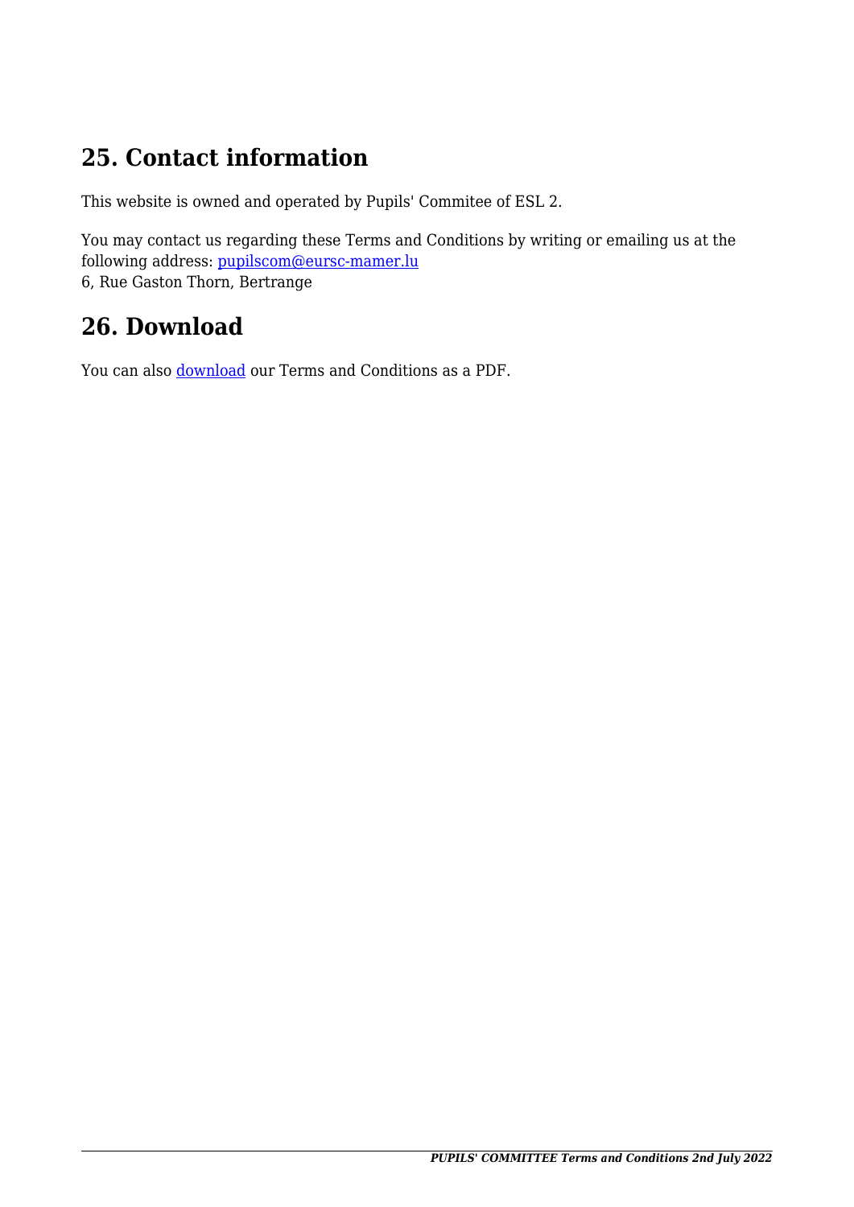## 25. Contact information

This website is owned and operated by Pupils' Commitee of ESL 2.

You may contact us regarding these Terms and Conditions by writing or emailing us at the following address: pupilscom@eursc-mamer.lu
6, Rue Gaston Thorn, Bertrange

## 26. Download

You can also download our Terms and Conditions as a PDF.